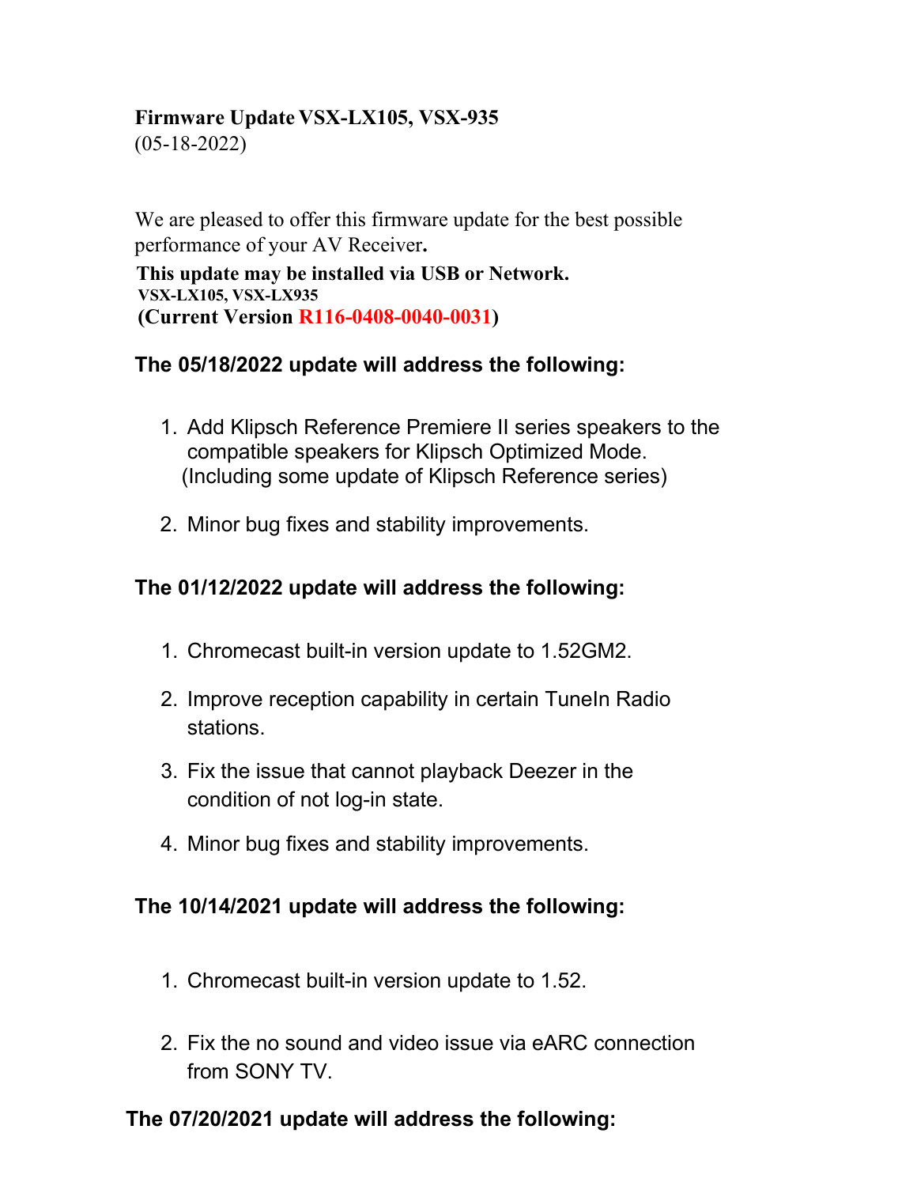**Firmware Update VSX-LX105, VSX-935**
(05-18-2022)

We are pleased to offer this firmware update for the best possible performance of your AV Receiver**.**

**This update may be installed via USB or Network.**
**VSX-LX105, VSX-LX935**
**(Current Version R116-0408-0040-0031)**

**The 05/18/2022 update will address the following:**

1. Add Klipsch Reference Premiere II series speakers to the compatible speakers for Klipsch Optimized Mode.
   (Including some update of Klipsch Reference series)

2. Minor bug fixes and stability improvements.

**The 01/12/2022 update will address the following:**

1. Chromecast built-in version update to 1.52GM2.

2. Improve reception capability in certain TuneIn Radio stations.

3. Fix the issue that cannot playback Deezer in the condition of not log-in state.

4. Minor bug fixes and stability improvements.

**The 10/14/2021 update will address the following:**

1. Chromecast built-in version update to 1.52.

2. Fix the no sound and video issue via eARC connection from SONY TV.

**The 07/20/2021 update will address the following:**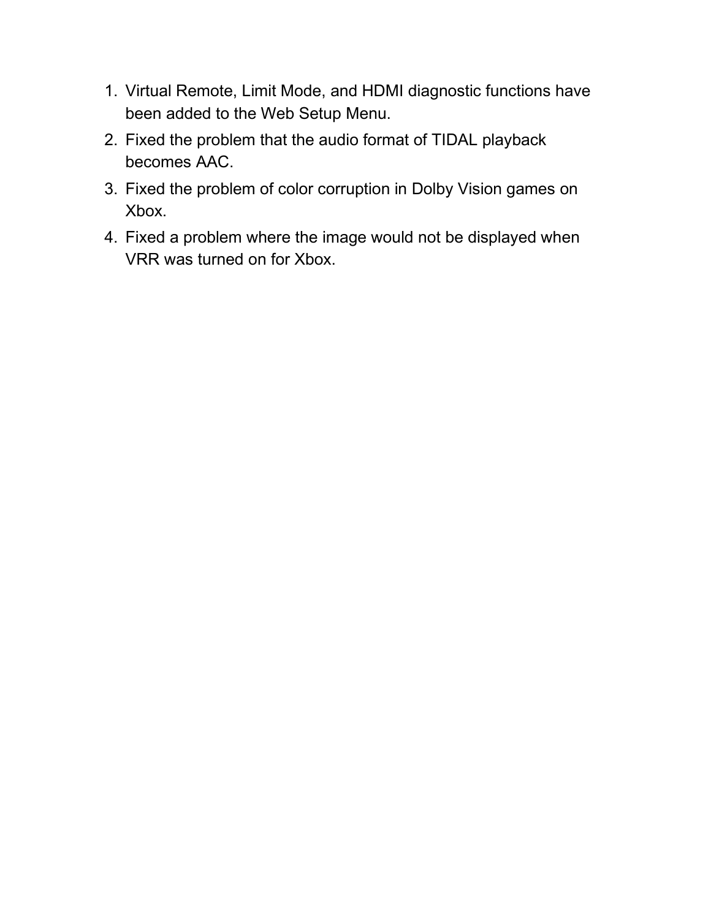1. Virtual Remote, Limit Mode, and HDMI diagnostic functions have been added to the Web Setup Menu.
2. Fixed the problem that the audio format of TIDAL playback becomes AAC.
3. Fixed the problem of color corruption in Dolby Vision games on Xbox.
4. Fixed a problem where the image would not be displayed when VRR was turned on for Xbox.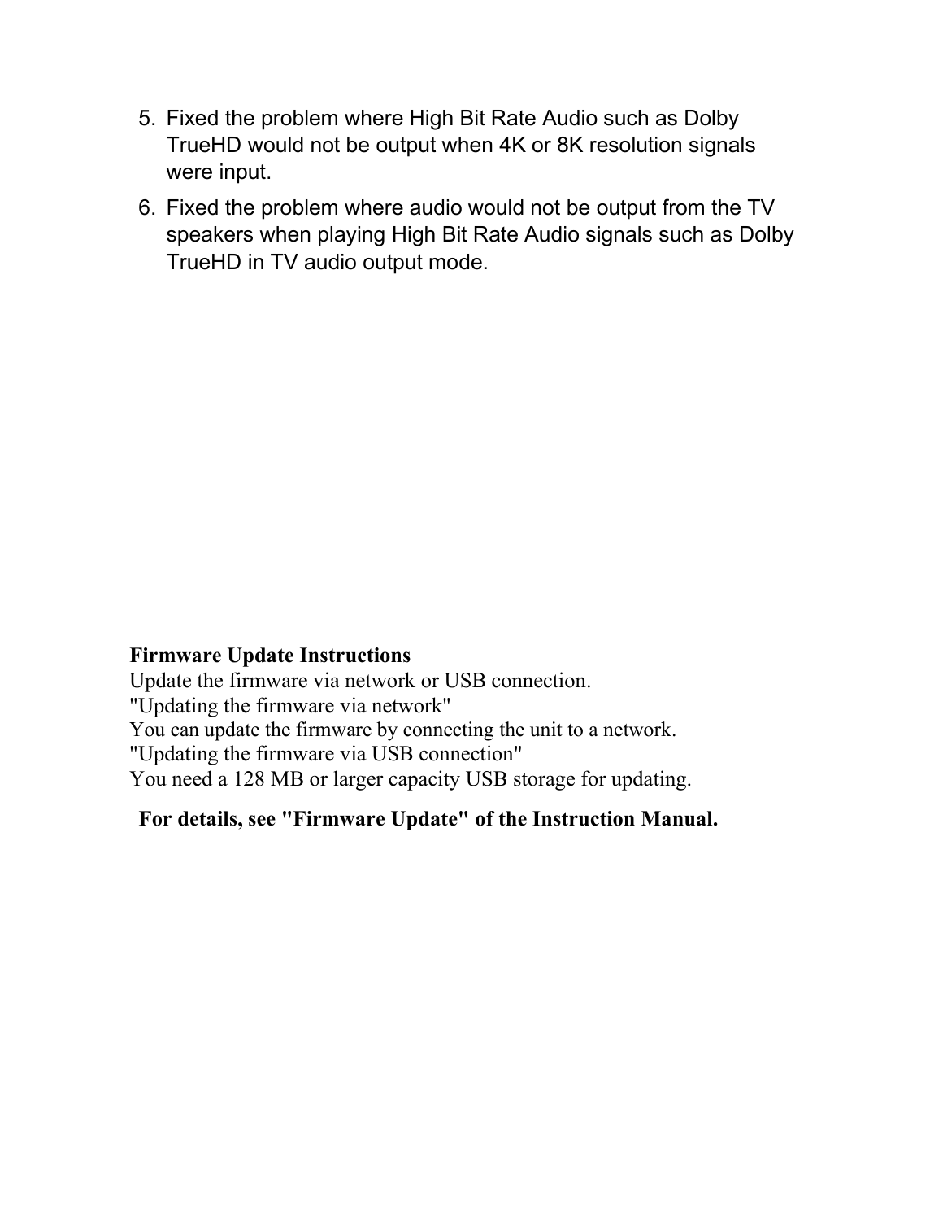5. Fixed the problem where High Bit Rate Audio such as Dolby TrueHD would not be output when 4K or 8K resolution signals were input.
6. Fixed the problem where audio would not be output from the TV speakers when playing High Bit Rate Audio signals such as Dolby TrueHD in TV audio output mode.

**Firmware Update Instructions**

Update the firmware via network or USB connection.

"Updating the firmware via network"

You can update the firmware by connecting the unit to a network.

"Updating the firmware via USB connection"

You need a 128 MB or larger capacity USB storage for updating.

**For details, see "Firmware Update" of the Instruction Manual.**